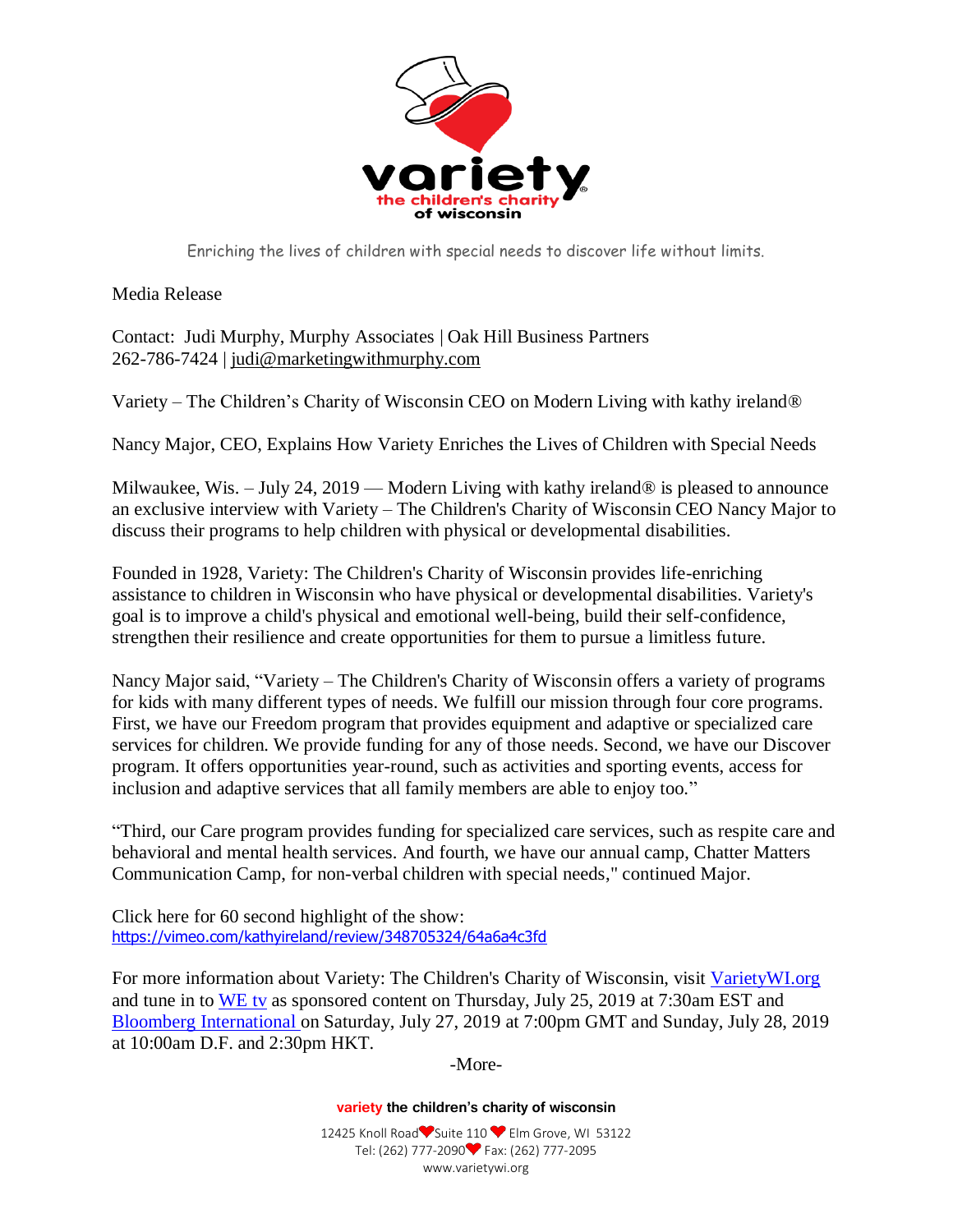variety the children's charity of wisconsin

Enriching the lives of children with special needs to discover life without limits.

Media Release

Contact: Judi Murphy, Murphy Associates | Oak Hill Business Partners
262-786-7424 | judi@marketingwithmurphy.com

Variety – The Children's Charity of Wisconsin CEO on Modern Living with kathy ireland®

Nancy Major, CEO, Explains How Variety Enriches the Lives of Children with Special Needs

Milwaukee, Wis. – July 24, 2019 — Modern Living with kathy ireland® is pleased to announce an exclusive interview with Variety – The Children's Charity of Wisconsin CEO Nancy Major to discuss their programs to help children with physical or developmental disabilities.

Founded in 1928, Variety: The Children's Charity of Wisconsin provides life-enriching assistance to children in Wisconsin who have physical or developmental disabilities. Variety's goal is to improve a child's physical and emotional well-being, build their self-confidence, strengthen their resilience and create opportunities for them to pursue a limitless future.

Nancy Major said, "Variety – The Children's Charity of Wisconsin offers a variety of programs for kids with many different types of needs. We fulfill our mission through four core programs. First, we have our Freedom program that provides equipment and adaptive or specialized care services for children. We provide funding for any of those needs. Second, we have our Discover program. It offers opportunities year-round, such as activities and sporting events, access for inclusion and adaptive services that all family members are able to enjoy too."

"Third, our Care program provides funding for specialized care services, such as respite care and behavioral and mental health services. And fourth, we have our annual camp, Chatter Matters Communication Camp, for non-verbal children with special needs," continued Major.

Click here for 60 second highlight of the show:
https://vimeo.com/kathyireland/review/348705324/64a6a4c3fd

For more information about Variety: The Children's Charity of Wisconsin, visit VarietyWI.org and tune in to WE tv as sponsored content on Thursday, July 25, 2019 at 7:30am EST and Bloomberg International on Saturday, July 27, 2019 at 7:00pm GMT and Sunday, July 28, 2019 at 10:00am D.F. and 2:30pm HKT.

-More-

variety the children's charity of wisconsin
12425 Knoll Road Suite 110 Elm Grove, WI 53122
Tel: (262) 777-2090 Fax: (262) 777-2095
www.varietywi.org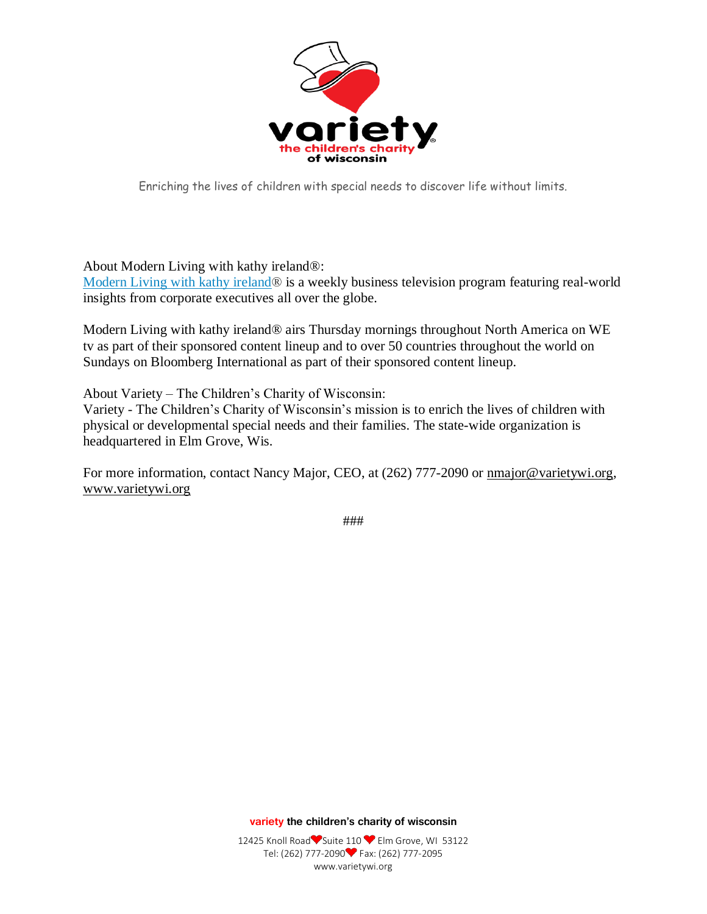Enriching the lives of children with special needs to discover life without limits.

About Modern Living with kathy ireland®:
Modern Living with kathy ireland® is a weekly business television program featuring real-world insights from corporate executives all over the globe.

Modern Living with kathy ireland® airs Thursday mornings throughout North America on WE tv as part of their sponsored content lineup and to over 50 countries throughout the world on Sundays on Bloomberg International as part of their sponsored content lineup.

About Variety – The Children's Charity of Wisconsin:
Variety - The Children's Charity of Wisconsin's mission is to enrich the lives of children with physical or developmental special needs and their families. The state-wide organization is headquartered in Elm Grove, Wis.

For more information, contact Nancy Major, CEO, at (262) 777-2090 or nmajor@varietywi.org, www.varietywi.org

###

**variety the children's charity of wisconsin**

12425 Knoll Road ❤ Suite 110 ❤ Elm Grove, WI 53122
Tel: (262) 777-2090 ❤ Fax: (262) 777-2095
www.varietywi.org